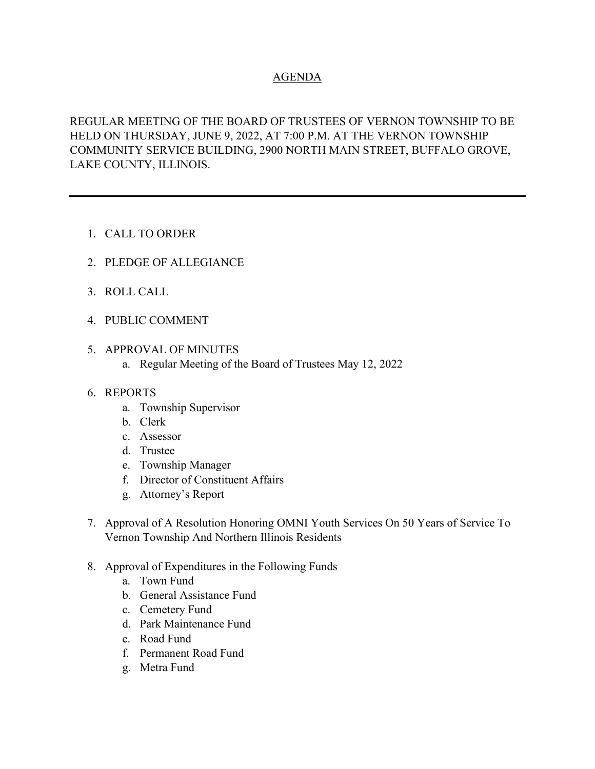# AGENDA

REGULAR MEETING OF THE BOARD OF TRUSTEES OF VERNON TOWNSHIP TO BE HELD ON THURSDAY, JUNE 9, 2022, AT 7:00 P.M. AT THE VERNON TOWNSHIP COMMUNITY SERVICE BUILDING, 2900 NORTH MAIN STREET, BUFFALO GROVE, LAKE COUNTY, ILLINOIS.

---

1. CALL TO ORDER
2. PLEDGE OF ALLEGIANCE
3. ROLL CALL
4. PUBLIC COMMENT
5. APPROVAL OF MINUTES
   a. Regular Meeting of the Board of Trustees May 12, 2022
6. REPORTS
   a. Township Supervisor
   b. Clerk
   c. Assessor
   d. Trustee
   e. Township Manager
   f. Director of Constituent Affairs
   g. Attorney's Report
7. Approval of A Resolution Honoring OMNI Youth Services On 50 Years of Service To Vernon Township And Northern Illinois Residents
8. Approval of Expenditures in the Following Funds
   a. Town Fund
   b. General Assistance Fund
   c. Cemetery Fund
   d. Park Maintenance Fund
   e. Road Fund
   f. Permanent Road Fund
   g. Metra Fund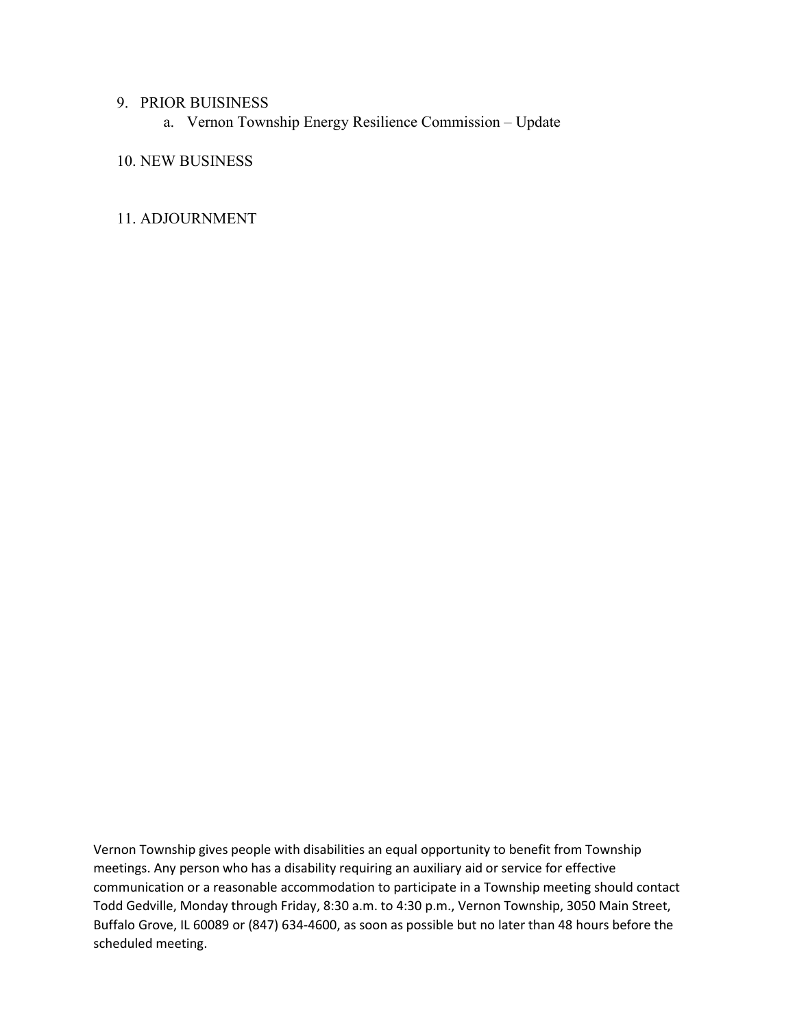9. PRIOR BUISINESS
    a. Vernon Township Energy Resilience Commission – Update

10. NEW BUSINESS

11. ADJOURNMENT

Vernon Township gives people with disabilities an equal opportunity to benefit from Township meetings. Any person who has a disability requiring an auxiliary aid or service for effective communication or a reasonable accommodation to participate in a Township meeting should contact Todd Gedville, Monday through Friday, 8:30 a.m. to 4:30 p.m., Vernon Township, 3050 Main Street, Buffalo Grove, IL 60089 or (847) 634-4600, as soon as possible but no later than 48 hours before the scheduled meeting.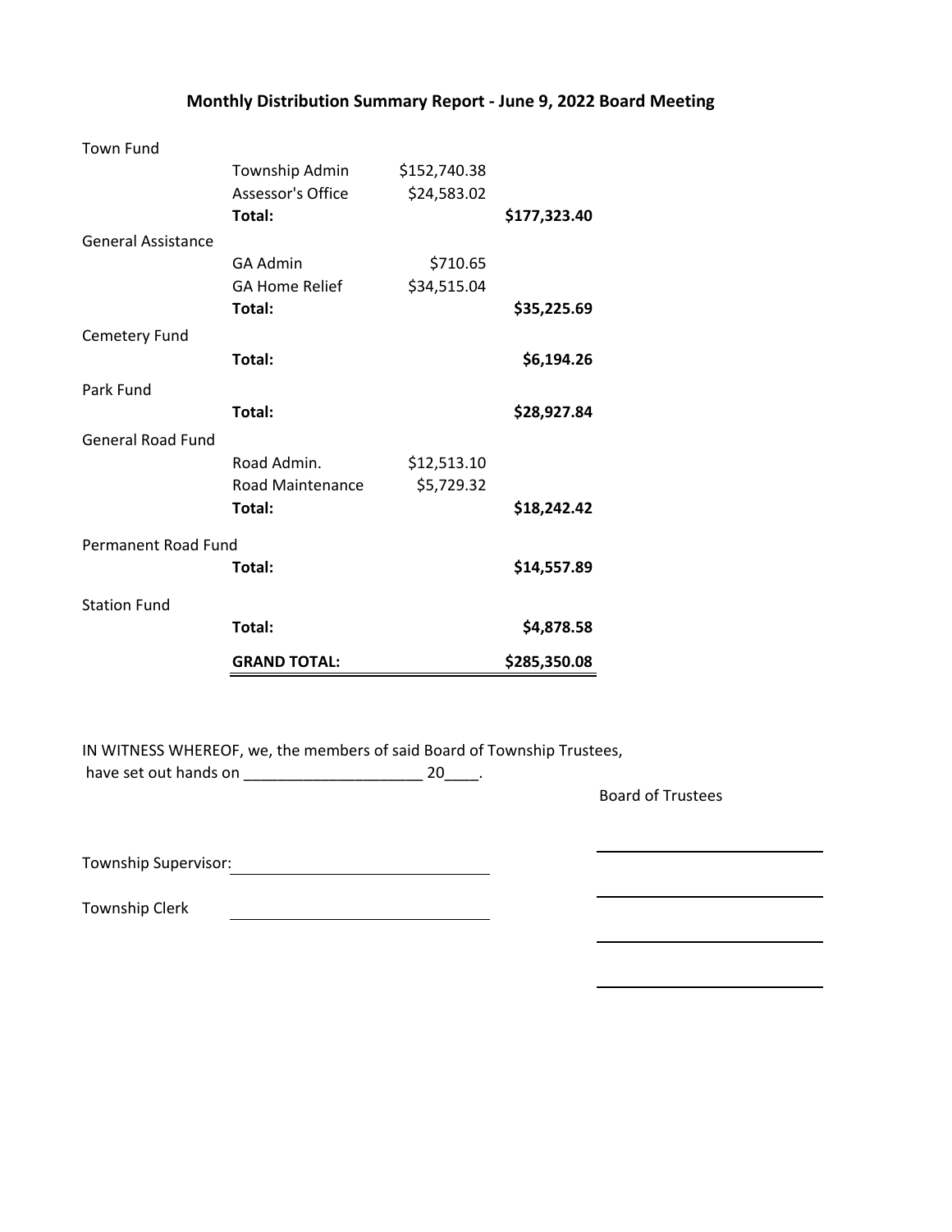## Monthly Distribution Summary Report - June 9, 2022 Board Meeting

| | | | |
|---|---|---|---|
| Town Fund | | | |
| | Township Admin | $152,740.38 | |
| | Assessor's Office | $24,583.02 | |
| | **Total:** | | **$177,323.40** |
| General Assistance | | | |
| | GA Admin | $710.65 | |
| | GA Home Relief | $34,515.04 | |
| | **Total:** | | **$35,225.69** |
| Cemetery Fund | | | |
| | **Total:** | | **$6,194.26** |
| Park Fund | | | |
| | **Total:** | | **$28,927.84** |
| General Road Fund | | | |
| | Road Admin. | $12,513.10 | |
| | Road Maintenance | $5,729.32 | |
| | **Total:** | | **$18,242.42** |
| Permanent Road Fund | | | |
| | **Total:** | | **$14,557.89** |
| Station Fund | | | |
| | **Total:** | | **$4,878.58** |
| | **GRAND TOTAL:** | | **$285,350.08** |

IN WITNESS WHEREOF, we, the members of said Board of Township Trustees, have set out hands on _____________________ 20____.

Board of Trustees

_____________________________

_____________________________

_____________________________

_____________________________

Township Supervisor: _____________________________

Township Clerk _____________________________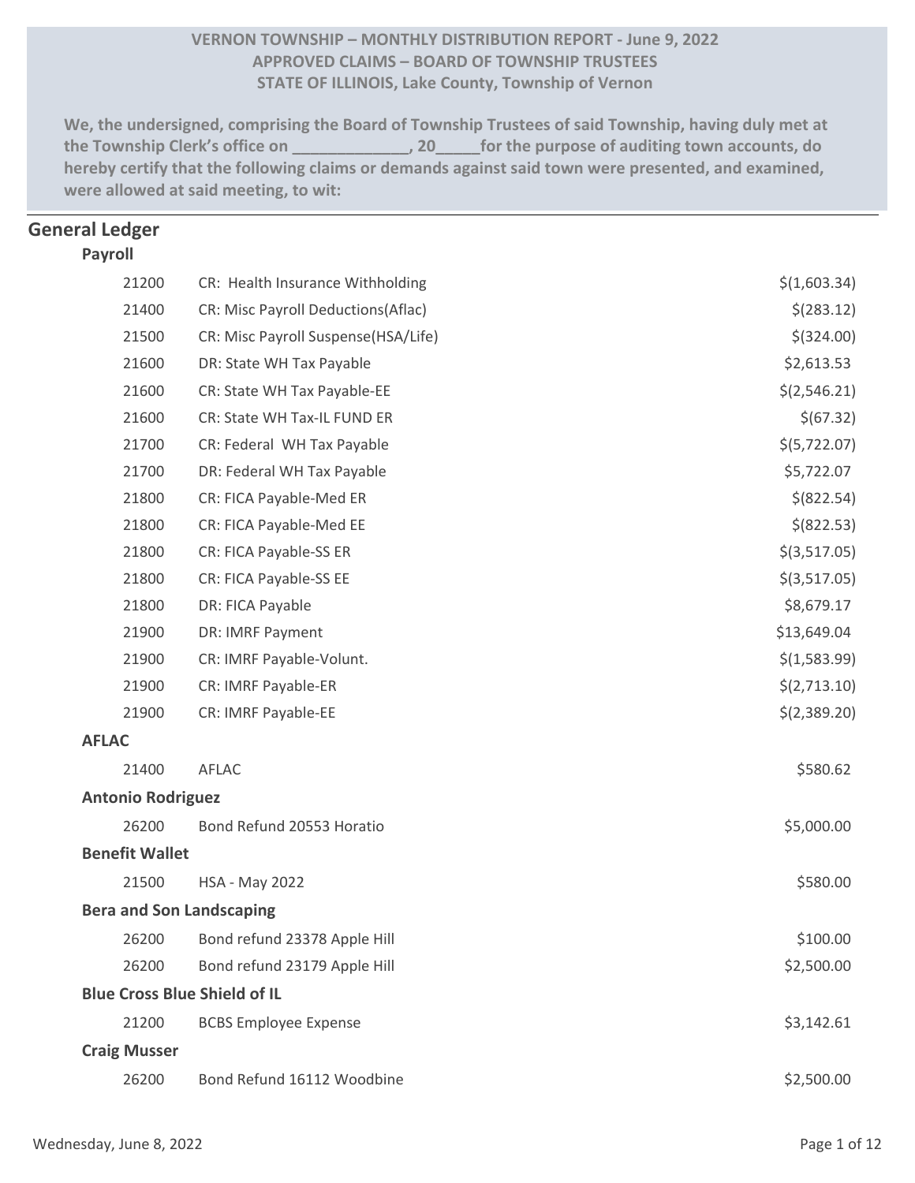**VERNON TOWNSHIP – MONTHLY DISTRIBUTION REPORT - June 9, 2022**
**APPROVED CLAIMS – BOARD OF TOWNSHIP TRUSTEES**
**STATE OF ILLINOIS, Lake County, Township of Vernon**

**We, the undersigned, comprising the Board of Township Trustees of said Township, having duly met at the Township Clerk's office on _____________, 20_____for the purpose of auditing town accounts, do hereby certify that the following claims or demands against said town were presented, and examined, were allowed at said meeting, to wit:**

## General Ledger

### Payroll

| Account | Description | Amount |
|---|---|---|
| 21200 | CR: Health Insurance Withholding | $(1,603.34) |
| 21400 | CR: Misc Payroll Deductions(Aflac) | $(283.12) |
| 21500 | CR: Misc Payroll Suspense(HSA/Life) | $(324.00) |
| 21600 | DR: State WH Tax Payable | $2,613.53 |
| 21600 | CR: State WH Tax Payable-EE | $(2,546.21) |
| 21600 | CR: State WH Tax-IL FUND ER | $(67.32) |
| 21700 | CR: Federal WH Tax Payable | $(5,722.07) |
| 21700 | DR: Federal WH Tax Payable | $5,722.07 |
| 21800 | CR: FICA Payable-Med ER | $(822.54) |
| 21800 | CR: FICA Payable-Med EE | $(822.53) |
| 21800 | CR: FICA Payable-SS ER | $(3,517.05) |
| 21800 | CR: FICA Payable-SS EE | $(3,517.05) |
| 21800 | DR: FICA Payable | $8,679.17 |
| 21900 | DR: IMRF Payment | $13,649.04 |
| 21900 | CR: IMRF Payable-Volunt. | $(1,583.99) |
| 21900 | CR: IMRF Payable-ER | $(2,713.10) |
| 21900 | CR: IMRF Payable-EE | $(2,389.20) |

### AFLAC

| Account | Description | Amount |
|---|---|---|
| 21400 | AFLAC | $580.62 |

### Antonio Rodriguez

| Account | Description | Amount |
|---|---|---|
| 26200 | Bond Refund 20553 Horatio | $5,000.00 |

### Benefit Wallet

| Account | Description | Amount |
|---|---|---|
| 21500 | HSA - May 2022 | $580.00 |

### Bera and Son Landscaping

| Account | Description | Amount |
|---|---|---|
| 26200 | Bond refund 23378 Apple Hill | $100.00 |
| 26200 | Bond refund 23179 Apple Hill | $2,500.00 |

### Blue Cross Blue Shield of IL

| Account | Description | Amount |
|---|---|---|
| 21200 | BCBS Employee Expense | $3,142.61 |

### Craig Musser

| Account | Description | Amount |
|---|---|---|
| 26200 | Bond Refund 16112 Woodbine | $2,500.00 |

Wednesday, June 8, 2022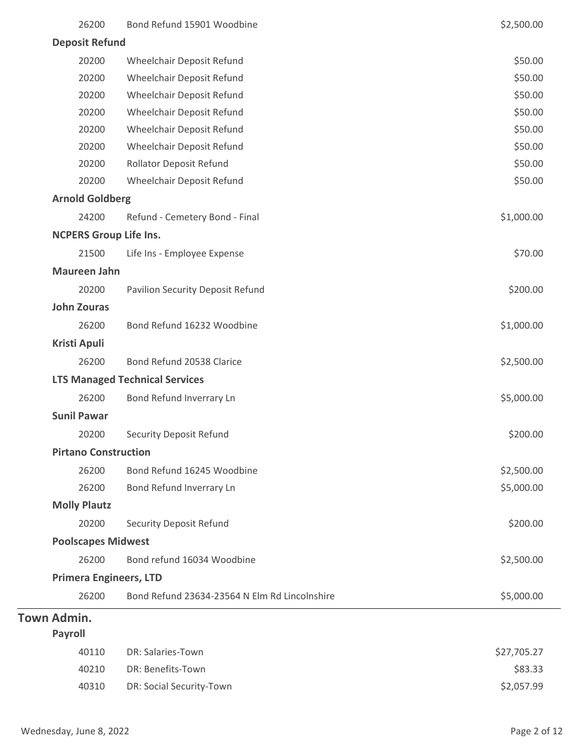| | | |
|---|---|---|
| 26200 | Bond Refund 15901 Woodbine | $2,500.00 |
| **Deposit Refund** | | |
| 20200 | Wheelchair Deposit Refund | $50.00 |
| 20200 | Wheelchair Deposit Refund | $50.00 |
| 20200 | Wheelchair Deposit Refund | $50.00 |
| 20200 | Wheelchair Deposit Refund | $50.00 |
| 20200 | Wheelchair Deposit Refund | $50.00 |
| 20200 | Wheelchair Deposit Refund | $50.00 |
| 20200 | Rollator Deposit Refund | $50.00 |
| 20200 | Wheelchair Deposit Refund | $50.00 |
| **Arnold Goldberg** | | |
| 24200 | Refund - Cemetery Bond - Final | $1,000.00 |
| **NCPERS Group Life Ins.** | | |
| 21500 | Life Ins - Employee Expense | $70.00 |
| **Maureen Jahn** | | |
| 20200 | Pavilion Security Deposit Refund | $200.00 |
| **John Zouras** | | |
| 26200 | Bond Refund 16232 Woodbine | $1,000.00 |
| **Kristi Apuli** | | |
| 26200 | Bond Refund 20538 Clarice | $2,500.00 |
| **LTS Managed Technical Services** | | |
| 26200 | Bond Refund Inverrary Ln | $5,000.00 |
| **Sunil Pawar** | | |
| 20200 | Security Deposit Refund | $200.00 |
| **Pirtano Construction** | | |
| 26200 | Bond Refund 16245 Woodbine | $2,500.00 |
| 26200 | Bond Refund Inverrary Ln | $5,000.00 |
| **Molly Plautz** | | |
| 20200 | Security Deposit Refund | $200.00 |
| **Poolscapes Midwest** | | |
| 26200 | Bond refund 16034 Woodbine | $2,500.00 |
| **Primera Engineers, LTD** | | |
| 26200 | Bond Refund 23634-23564 N Elm Rd Lincolnshire | $5,000.00 |

## Town Admin.

| | | |
|---|---|---|
| **Payroll** | | |
| 40110 | DR: Salaries-Town | $27,705.27 |
| 40210 | DR: Benefits-Town | $83.33 |
| 40310 | DR: Social Security-Town | $2,057.99 |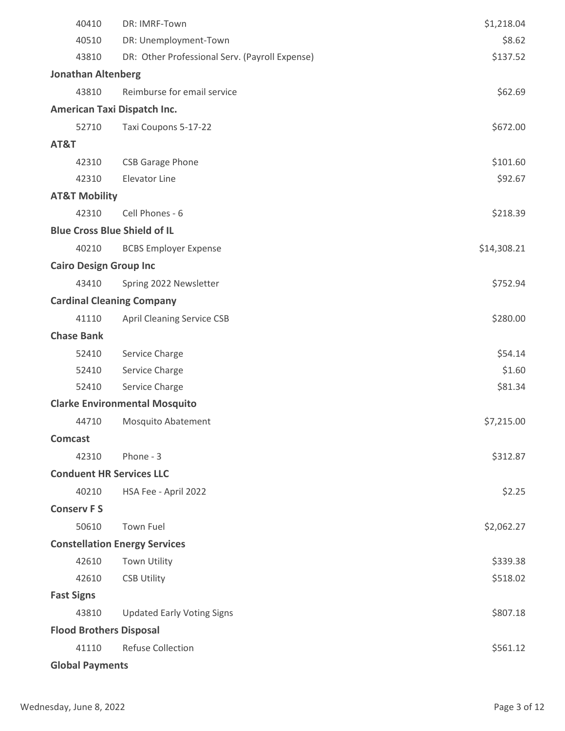| Account | Description | Amount |
|---|---|---|
| 40410 | DR: IMRF-Town | $1,218.04 |
| 40510 | DR: Unemployment-Town | $8.62 |
| 43810 | DR: Other Professional Serv. (Payroll Expense) | $137.52 |
| **Jonathan Altenberg** | | |
| 43810 | Reimburse for email service | $62.69 |
| **American Taxi Dispatch Inc.** | | |
| 52710 | Taxi Coupons 5-17-22 | $672.00 |
| **AT&T** | | |
| 42310 | CSB Garage Phone | $101.60 |
| 42310 | Elevator Line | $92.67 |
| **AT&T Mobility** | | |
| 42310 | Cell Phones - 6 | $218.39 |
| **Blue Cross Blue Shield of IL** | | |
| 40210 | BCBS Employer Expense | $14,308.21 |
| **Cairo Design Group Inc** | | |
| 43410 | Spring 2022 Newsletter | $752.94 |
| **Cardinal Cleaning Company** | | |
| 41110 | April Cleaning Service CSB | $280.00 |
| **Chase Bank** | | |
| 52410 | Service Charge | $54.14 |
| 52410 | Service Charge | $1.60 |
| 52410 | Service Charge | $81.34 |
| **Clarke Environmental Mosquito** | | |
| 44710 | Mosquito Abatement | $7,215.00 |
| **Comcast** | | |
| 42310 | Phone - 3 | $312.87 |
| **Conduent HR Services LLC** | | |
| 40210 | HSA Fee - April 2022 | $2.25 |
| **Conserv F S** | | |
| 50610 | Town Fuel | $2,062.27 |
| **Constellation Energy Services** | | |
| 42610 | Town Utility | $339.38 |
| 42610 | CSB Utility | $518.02 |
| **Fast Signs** | | |
| 43810 | Updated Early Voting Signs | $807.18 |
| **Flood Brothers Disposal** | | |
| 41110 | Refuse Collection | $561.12 |
| **Global Payments** | | |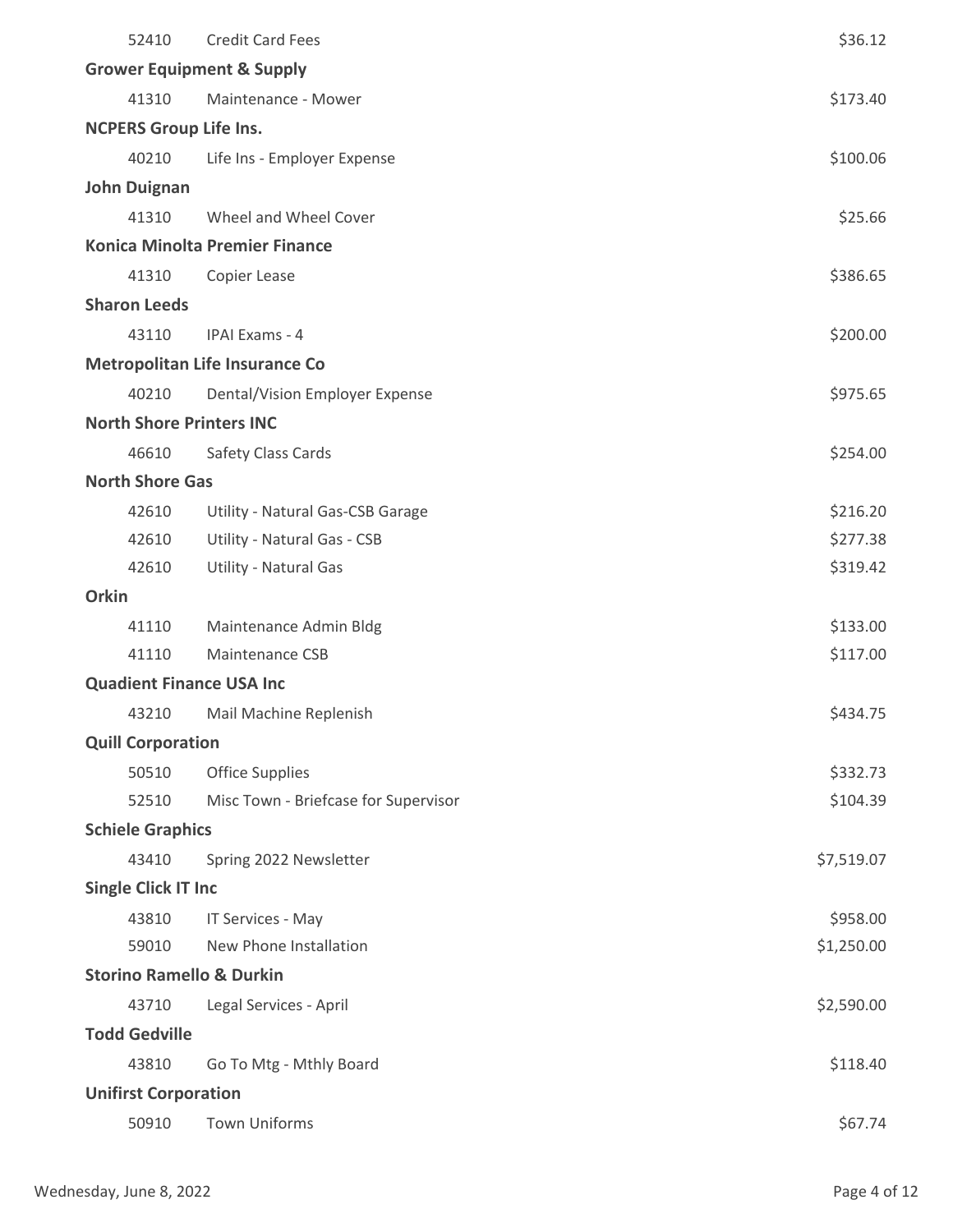| Account | Description | Amount |
|---|---|---|
| 52410 | Credit Card Fees | $36.12 |
| **Grower Equipment & Supply** | | |
| 41310 | Maintenance - Mower | $173.40 |
| **NCPERS Group Life Ins.** | | |
| 40210 | Life Ins - Employer Expense | $100.06 |
| **John Duignan** | | |
| 41310 | Wheel and Wheel Cover | $25.66 |
| **Konica Minolta Premier Finance** | | |
| 41310 | Copier Lease | $386.65 |
| **Sharon Leeds** | | |
| 43110 | IPAI Exams - 4 | $200.00 |
| **Metropolitan Life Insurance Co** | | |
| 40210 | Dental/Vision Employer Expense | $975.65 |
| **North Shore Printers INC** | | |
| 46610 | Safety Class Cards | $254.00 |
| **North Shore Gas** | | |
| 42610 | Utility - Natural Gas-CSB Garage | $216.20 |
| 42610 | Utility - Natural Gas - CSB | $277.38 |
| 42610 | Utility - Natural Gas | $319.42 |
| **Orkin** | | |
| 41110 | Maintenance Admin Bldg | $133.00 |
| 41110 | Maintenance CSB | $117.00 |
| **Quadient Finance USA Inc** | | |
| 43210 | Mail Machine Replenish | $434.75 |
| **Quill Corporation** | | |
| 50510 | Office Supplies | $332.73 |
| 52510 | Misc Town - Briefcase for Supervisor | $104.39 |
| **Schiele Graphics** | | |
| 43410 | Spring 2022 Newsletter | $7,519.07 |
| **Single Click IT Inc** | | |
| 43810 | IT Services - May | $958.00 |
| 59010 | New Phone Installation | $1,250.00 |
| **Storino Ramello & Durkin** | | |
| 43710 | Legal Services - April | $2,590.00 |
| **Todd Gedville** | | |
| 43810 | Go To Mtg - Mthly Board | $118.40 |
| **Unifirst Corporation** | | |
| 50910 | Town Uniforms | $67.74 |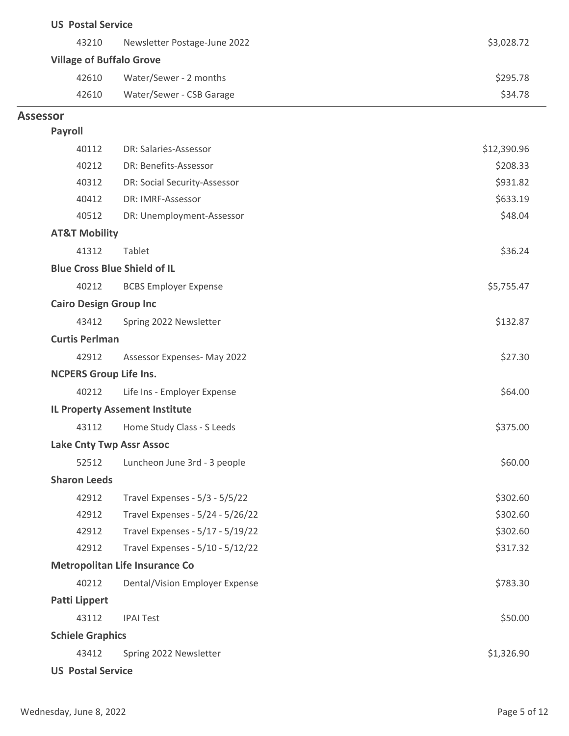**US Postal Service**

| | | |
|---|---|---|
| 43210 | Newsletter Postage-June 2022 | $3,028.72 |

**Village of Buffalo Grove**

| | | |
|---|---|---|
| 42610 | Water/Sewer - 2 months | $295.78 |
| 42610 | Water/Sewer - CSB Garage | $34.78 |

## Assessor

**Payroll**

| | | |
|---|---|---|
| 40112 | DR: Salaries-Assessor | $12,390.96 |
| 40212 | DR: Benefits-Assessor | $208.33 |
| 40312 | DR: Social Security-Assessor | $931.82 |
| 40412 | DR: IMRF-Assessor | $633.19 |
| 40512 | DR: Unemployment-Assessor | $48.04 |

**AT&T Mobility**

| | | |
|---|---|---|
| 41312 | Tablet | $36.24 |

**Blue Cross Blue Shield of IL**

| | | |
|---|---|---|
| 40212 | BCBS Employer Expense | $5,755.47 |

**Cairo Design Group Inc**

| | | |
|---|---|---|
| 43412 | Spring 2022 Newsletter | $132.87 |

**Curtis Perlman**

| | | |
|---|---|---|
| 42912 | Assessor Expenses- May 2022 | $27.30 |

**NCPERS Group Life Ins.**

| | | |
|---|---|---|
| 40212 | Life Ins - Employer Expense | $64.00 |

**IL Property Assement Institute**

| | | |
|---|---|---|
| 43112 | Home Study Class - S Leeds | $375.00 |

**Lake Cnty Twp Assr Assoc**

| | | |
|---|---|---|
| 52512 | Luncheon June 3rd - 3 people | $60.00 |

**Sharon Leeds**

| | | |
|---|---|---|
| 42912 | Travel Expenses - 5/3 - 5/5/22 | $302.60 |
| 42912 | Travel Expenses - 5/24 - 5/26/22 | $302.60 |
| 42912 | Travel Expenses - 5/17 - 5/19/22 | $302.60 |
| 42912 | Travel Expenses - 5/10 - 5/12/22 | $317.32 |

**Metropolitan Life Insurance Co**

| | | |
|---|---|---|
| 40212 | Dental/Vision Employer Expense | $783.30 |

**Patti Lippert**

| | | |
|---|---|---|
| 43112 | IPAI Test | $50.00 |

**Schiele Graphics**

| | | |
|---|---|---|
| 43412 | Spring 2022 Newsletter | $1,326.90 |

**US Postal Service**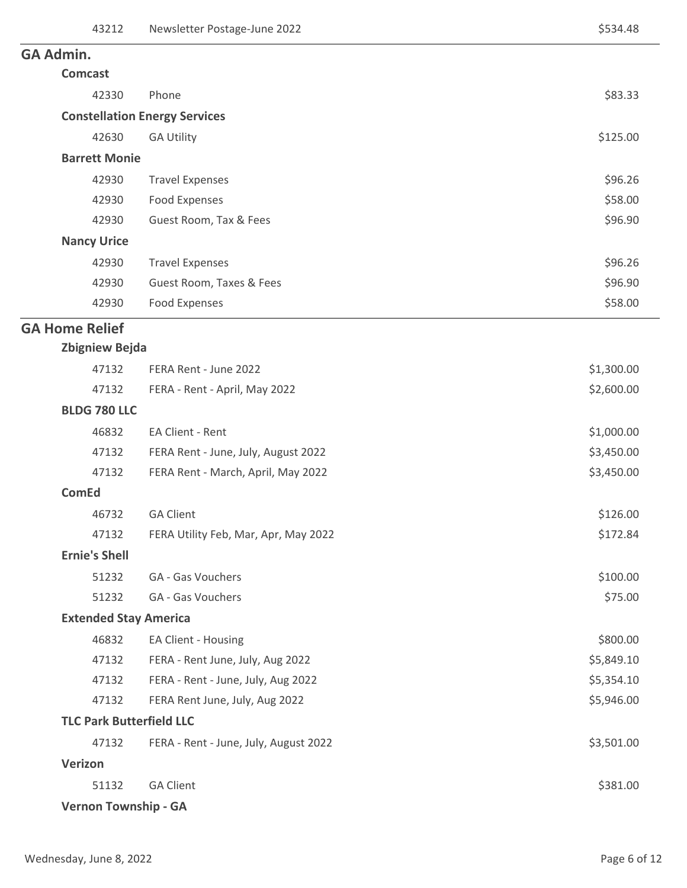| | | |
|---|---|---|
| 43212 | Newsletter Postage-June 2022 | $534.48 |

## GA Admin.

### Comcast

| | | |
|---|---|---|
| 42330 | Phone | $83.33 |

### Constellation Energy Services

| | | |
|---|---|---|
| 42630 | GA Utility | $125.00 |

### Barrett Monie

| | | |
|---|---|---|
| 42930 | Travel Expenses | $96.26 |
| 42930 | Food Expenses | $58.00 |
| 42930 | Guest Room, Tax & Fees | $96.90 |

### Nancy Urice

| | | |
|---|---|---|
| 42930 | Travel Expenses | $96.26 |
| 42930 | Guest Room, Taxes & Fees | $96.90 |
| 42930 | Food Expenses | $58.00 |

## GA Home Relief

### Zbigniew Bejda

| | | |
|---|---|---|
| 47132 | FERA Rent - June 2022 | $1,300.00 |
| 47132 | FERA - Rent - April, May 2022 | $2,600.00 |

### BLDG 780 LLC

| | | |
|---|---|---|
| 46832 | EA Client - Rent | $1,000.00 |
| 47132 | FERA Rent - June, July, August 2022 | $3,450.00 |
| 47132 | FERA Rent - March, April, May 2022 | $3,450.00 |

### ComEd

| | | |
|---|---|---|
| 46732 | GA Client | $126.00 |
| 47132 | FERA Utility Feb, Mar, Apr, May 2022 | $172.84 |

### Ernie's Shell

| | | |
|---|---|---|
| 51232 | GA - Gas Vouchers | $100.00 |
| 51232 | GA - Gas Vouchers | $75.00 |

### Extended Stay America

| | | |
|---|---|---|
| 46832 | EA Client - Housing | $800.00 |
| 47132 | FERA - Rent June, July, Aug 2022 | $5,849.10 |
| 47132 | FERA - Rent - June, July, Aug 2022 | $5,354.10 |
| 47132 | FERA Rent June, July, Aug 2022 | $5,946.00 |

### TLC Park Butterfield LLC

| | | |
|---|---|---|
| 47132 | FERA - Rent - June, July, August 2022 | $3,501.00 |

### Verizon

| | | |
|---|---|---|
| 51132 | GA Client | $381.00 |

### Vernon Township - GA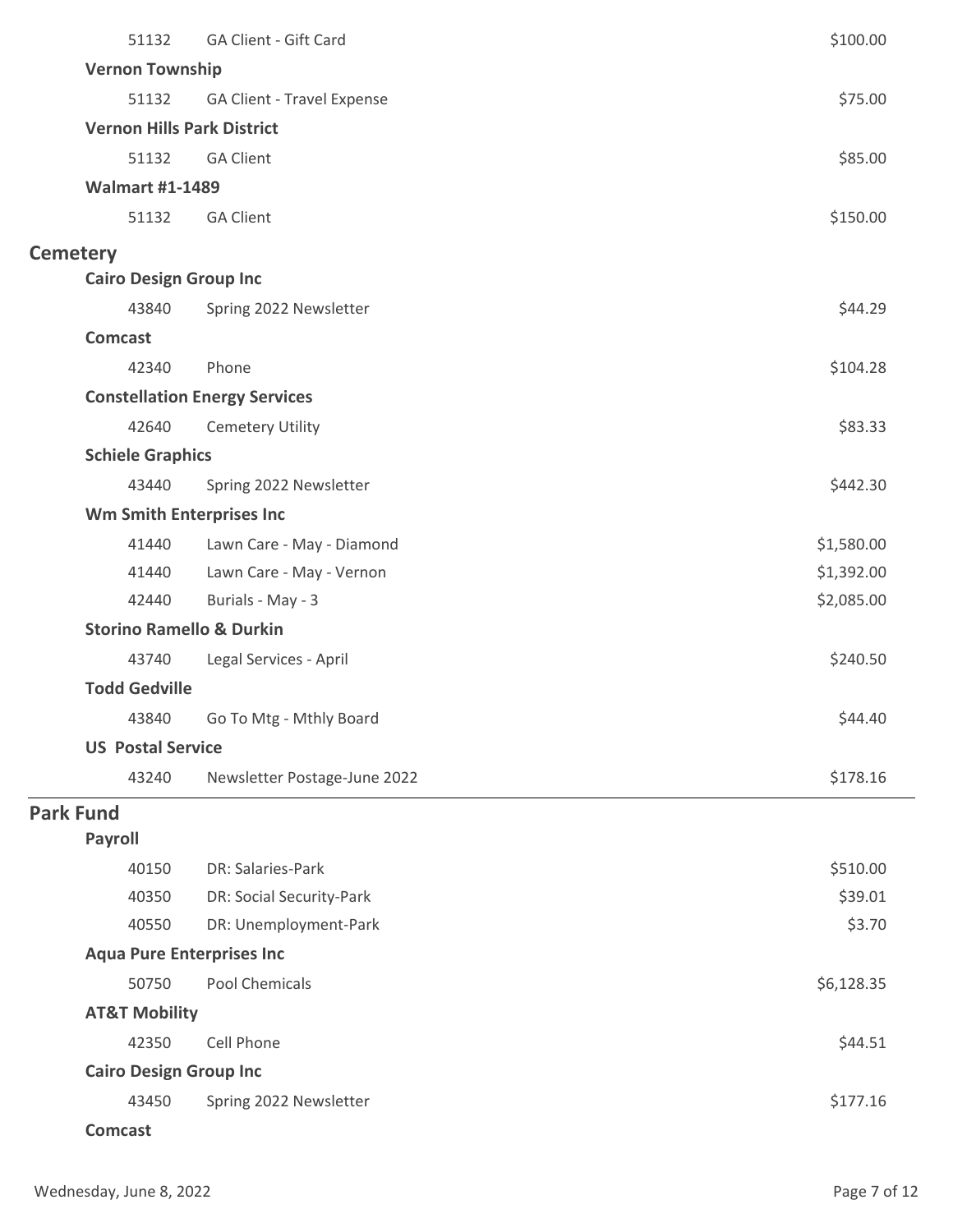| | | |
|---|---|---|
| 51132 | GA Client - Gift Card | $100.00 |

**Vernon Township**

| | | |
|---|---|---|
| 51132 | GA Client - Travel Expense | $75.00 |

**Vernon Hills Park District**

| | | |
|---|---|---|
| 51132 | GA Client | $85.00 |

**Walmart #1-1489**

| | | |
|---|---|---|
| 51132 | GA Client | $150.00 |

## Cemetery

**Cairo Design Group Inc**

| | | |
|---|---|---|
| 43840 | Spring 2022 Newsletter | $44.29 |

**Comcast**

| | | |
|---|---|---|
| 42340 | Phone | $104.28 |

**Constellation Energy Services**

| | | |
|---|---|---|
| 42640 | Cemetery Utility | $83.33 |

**Schiele Graphics**

| | | |
|---|---|---|
| 43440 | Spring 2022 Newsletter | $442.30 |

**Wm Smith Enterprises Inc**

| | | |
|---|---|---|
| 41440 | Lawn Care - May - Diamond | $1,580.00 |
| 41440 | Lawn Care - May - Vernon | $1,392.00 |
| 42440 | Burials - May - 3 | $2,085.00 |

**Storino Ramello & Durkin**

| | | |
|---|---|---|
| 43740 | Legal Services - April | $240.50 |

**Todd Gedville**

| | | |
|---|---|---|
| 43840 | Go To Mtg - Mthly Board | $44.40 |

**US Postal Service**

| | | |
|---|---|---|
| 43240 | Newsletter Postage-June 2022 | $178.16 |

## Park Fund

**Payroll**

| | | |
|---|---|---|
| 40150 | DR: Salaries-Park | $510.00 |
| 40350 | DR: Social Security-Park | $39.01 |
| 40550 | DR: Unemployment-Park | $3.70 |

**Aqua Pure Enterprises Inc**

| | | |
|---|---|---|
| 50750 | Pool Chemicals | $6,128.35 |

**AT&T Mobility**

| | | |
|---|---|---|
| 42350 | Cell Phone | $44.51 |

**Cairo Design Group Inc**

| | | |
|---|---|---|
| 43450 | Spring 2022 Newsletter | $177.16 |

**Comcast**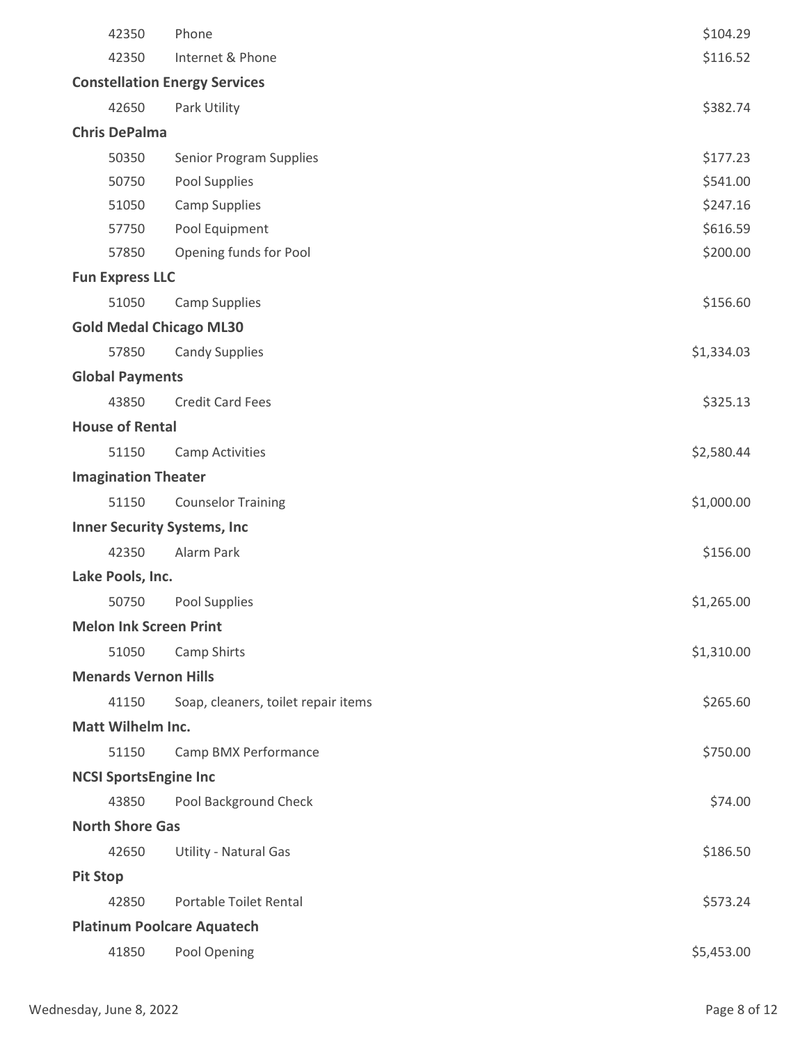| | | |
|---|---|---|
| 42350 | Phone | $104.29 |
| 42350 | Internet & Phone | $116.52 |
| **Constellation Energy Services** | | |
| 42650 | Park Utility | $382.74 |
| **Chris DePalma** | | |
| 50350 | Senior Program Supplies | $177.23 |
| 50750 | Pool Supplies | $541.00 |
| 51050 | Camp Supplies | $247.16 |
| 57750 | Pool Equipment | $616.59 |
| 57850 | Opening funds for Pool | $200.00 |
| **Fun Express LLC** | | |
| 51050 | Camp Supplies | $156.60 |
| **Gold Medal Chicago ML30** | | |
| 57850 | Candy Supplies | $1,334.03 |
| **Global Payments** | | |
| 43850 | Credit Card Fees | $325.13 |
| **House of Rental** | | |
| 51150 | Camp Activities | $2,580.44 |
| **Imagination Theater** | | |
| 51150 | Counselor Training | $1,000.00 |
| **Inner Security Systems, Inc** | | |
| 42350 | Alarm Park | $156.00 |
| **Lake Pools, Inc.** | | |
| 50750 | Pool Supplies | $1,265.00 |
| **Melon Ink Screen Print** | | |
| 51050 | Camp Shirts | $1,310.00 |
| **Menards Vernon Hills** | | |
| 41150 | Soap, cleaners, toilet repair items | $265.60 |
| **Matt Wilhelm Inc.** | | |
| 51150 | Camp BMX Performance | $750.00 |
| **NCSI SportsEngine Inc** | | |
| 43850 | Pool Background Check | $74.00 |
| **North Shore Gas** | | |
| 42650 | Utility - Natural Gas | $186.50 |
| **Pit Stop** | | |
| 42850 | Portable Toilet Rental | $573.24 |
| **Platinum Poolcare Aquatech** | | |
| 41850 | Pool Opening | $5,453.00 |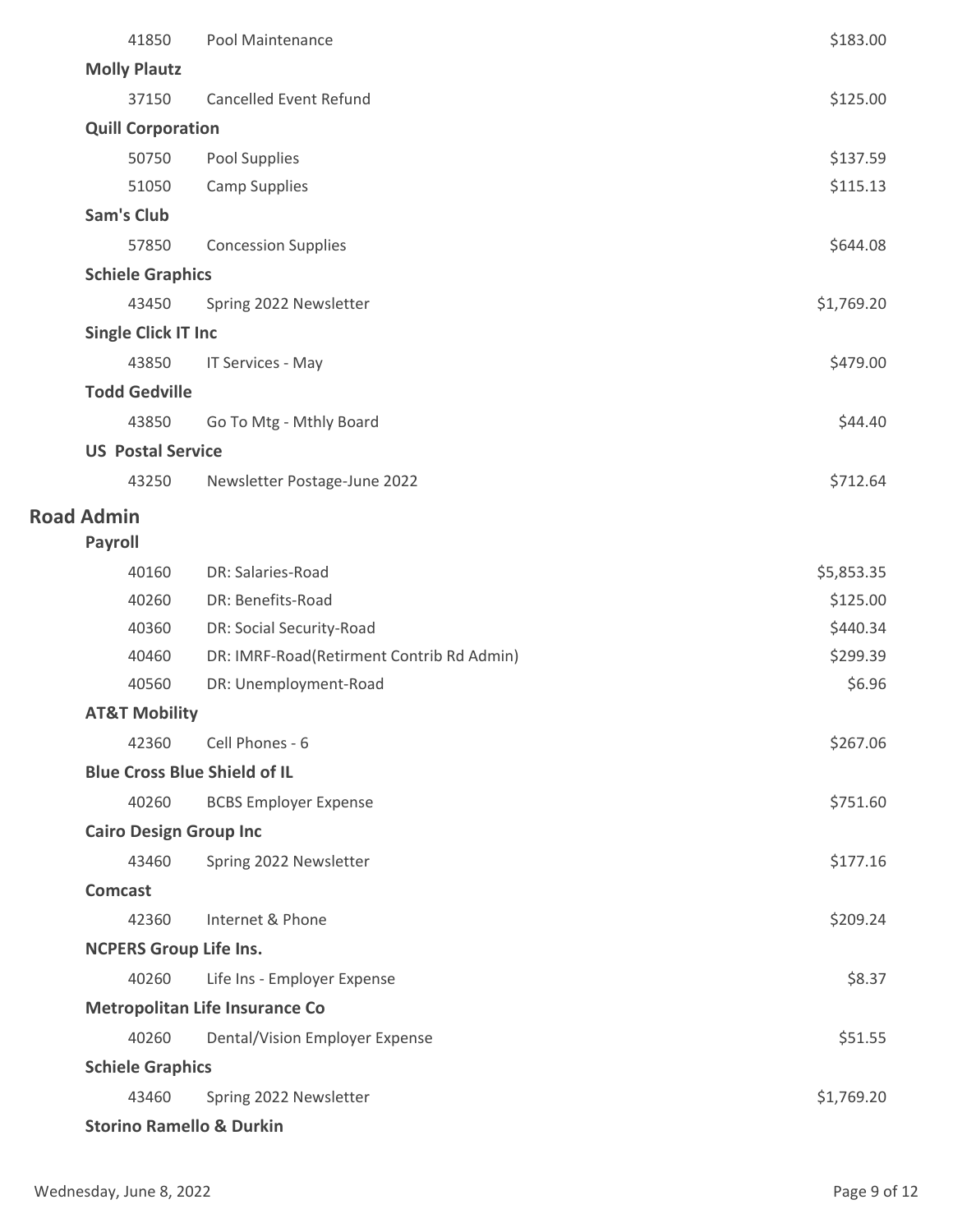| | | |
|---|---|---|
| 41850 | Pool Maintenance | $183.00 |
| **Molly Plautz** | | |
| 37150 | Cancelled Event Refund | $125.00 |
| **Quill Corporation** | | |
| 50750 | Pool Supplies | $137.59 |
| 51050 | Camp Supplies | $115.13 |
| **Sam's Club** | | |
| 57850 | Concession Supplies | $644.08 |
| **Schiele Graphics** | | |
| 43450 | Spring 2022 Newsletter | $1,769.20 |
| **Single Click IT Inc** | | |
| 43850 | IT Services - May | $479.00 |
| **Todd Gedville** | | |
| 43850 | Go To Mtg - Mthly Board | $44.40 |
| **US Postal Service** | | |
| 43250 | Newsletter Postage-June 2022 | $712.64 |

## Road Admin

| | | |
|---|---|---|
| **Payroll** | | |
| 40160 | DR: Salaries-Road | $5,853.35 |
| 40260 | DR: Benefits-Road | $125.00 |
| 40360 | DR: Social Security-Road | $440.34 |
| 40460 | DR: IMRF-Road(Retirment Contrib Rd Admin) | $299.39 |
| 40560 | DR: Unemployment-Road | $6.96 |
| **AT&T Mobility** | | |
| 42360 | Cell Phones - 6 | $267.06 |
| **Blue Cross Blue Shield of IL** | | |
| 40260 | BCBS Employer Expense | $751.60 |
| **Cairo Design Group Inc** | | |
| 43460 | Spring 2022 Newsletter | $177.16 |
| **Comcast** | | |
| 42360 | Internet & Phone | $209.24 |
| **NCPERS Group Life Ins.** | | |
| 40260 | Life Ins - Employer Expense | $8.37 |
| **Metropolitan Life Insurance Co** | | |
| 40260 | Dental/Vision Employer Expense | $51.55 |
| **Schiele Graphics** | | |
| 43460 | Spring 2022 Newsletter | $1,769.20 |
| **Storino Ramello & Durkin** | | |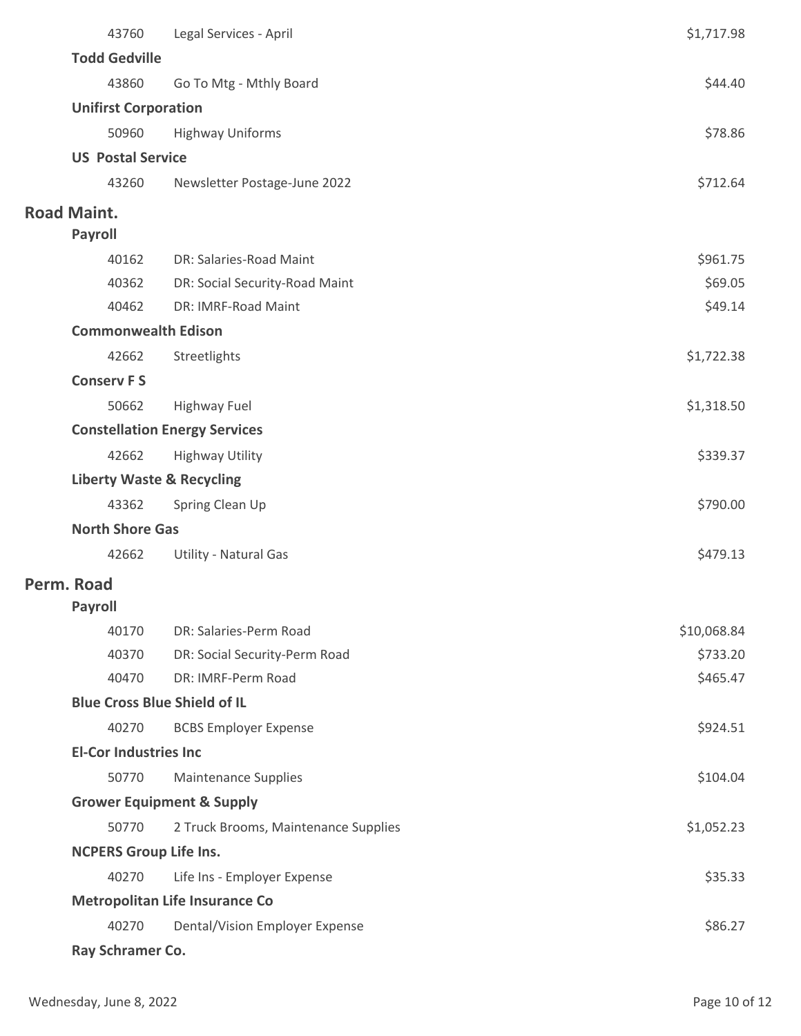| | | |
|---|---|---|
| 43760 | Legal Services - April | $1,717.98 |

**Todd Gedville**

| | | |
|---|---|---|
| 43860 | Go To Mtg - Mthly Board | $44.40 |

**Unifirst Corporation**

| | | |
|---|---|---|
| 50960 | Highway Uniforms | $78.86 |

**US Postal Service**

| | | |
|---|---|---|
| 43260 | Newsletter Postage-June 2022 | $712.64 |

## Road Maint.

**Payroll**

| | | |
|---|---|---|
| 40162 | DR: Salaries-Road Maint | $961.75 |
| 40362 | DR: Social Security-Road Maint | $69.05 |
| 40462 | DR: IMRF-Road Maint | $49.14 |

**Commonwealth Edison**

| | | |
|---|---|---|
| 42662 | Streetlights | $1,722.38 |

**Conserv F S**

| | | |
|---|---|---|
| 50662 | Highway Fuel | $1,318.50 |

**Constellation Energy Services**

| | | |
|---|---|---|
| 42662 | Highway Utility | $339.37 |

**Liberty Waste & Recycling**

| | | |
|---|---|---|
| 43362 | Spring Clean Up | $790.00 |

**North Shore Gas**

| | | |
|---|---|---|
| 42662 | Utility - Natural Gas | $479.13 |

## Perm. Road

**Payroll**

| | | |
|---|---|---|
| 40170 | DR: Salaries-Perm Road | $10,068.84 |
| 40370 | DR: Social Security-Perm Road | $733.20 |
| 40470 | DR: IMRF-Perm Road | $465.47 |

**Blue Cross Blue Shield of IL**

| | | |
|---|---|---|
| 40270 | BCBS Employer Expense | $924.51 |

**El-Cor Industries Inc**

| | | |
|---|---|---|
| 50770 | Maintenance Supplies | $104.04 |

**Grower Equipment & Supply**

| | | |
|---|---|---|
| 50770 | 2 Truck Brooms, Maintenance Supplies | $1,052.23 |

**NCPERS Group Life Ins.**

| | | |
|---|---|---|
| 40270 | Life Ins - Employer Expense | $35.33 |

**Metropolitan Life Insurance Co**

| | | |
|---|---|---|
| 40270 | Dental/Vision Employer Expense | $86.27 |

**Ray Schramer Co.**

Wednesday, June 8, 2022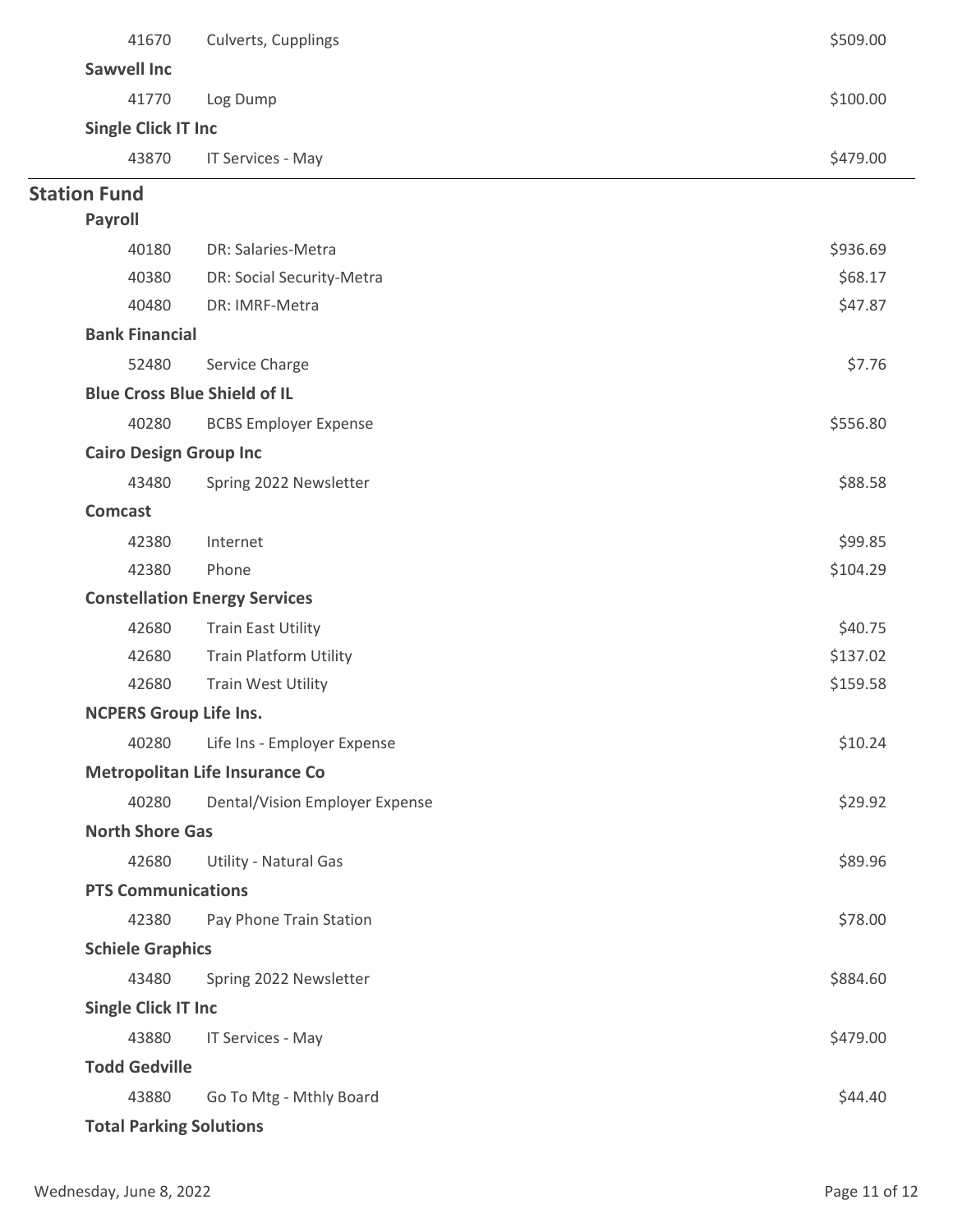| | | |
|---|---|---|
| 41670 | Culverts, Cupplings | $509.00 |

**Sawvell Inc**

| | | |
|---|---|---|
| 41770 | Log Dump | $100.00 |

**Single Click IT Inc**

| | | |
|---|---|---|
| 43870 | IT Services - May | $479.00 |

## Station Fund

**Payroll**

| | | |
|---|---|---|
| 40180 | DR: Salaries-Metra | $936.69 |
| 40380 | DR: Social Security-Metra | $68.17 |
| 40480 | DR: IMRF-Metra | $47.87 |

**Bank Financial**

| | | |
|---|---|---|
| 52480 | Service Charge | $7.76 |

**Blue Cross Blue Shield of IL**

| | | |
|---|---|---|
| 40280 | BCBS Employer Expense | $556.80 |

**Cairo Design Group Inc**

| | | |
|---|---|---|
| 43480 | Spring 2022 Newsletter | $88.58 |

**Comcast**

| | | |
|---|---|---|
| 42380 | Internet | $99.85 |
| 42380 | Phone | $104.29 |

**Constellation Energy Services**

| | | |
|---|---|---|
| 42680 | Train East Utility | $40.75 |
| 42680 | Train Platform Utility | $137.02 |
| 42680 | Train West Utility | $159.58 |

**NCPERS Group Life Ins.**

| | | |
|---|---|---|
| 40280 | Life Ins - Employer Expense | $10.24 |

**Metropolitan Life Insurance Co**

| | | |
|---|---|---|
| 40280 | Dental/Vision Employer Expense | $29.92 |

**North Shore Gas**

| | | |
|---|---|---|
| 42680 | Utility - Natural Gas | $89.96 |

**PTS Communications**

| | | |
|---|---|---|
| 42380 | Pay Phone Train Station | $78.00 |

**Schiele Graphics**

| | | |
|---|---|---|
| 43480 | Spring 2022 Newsletter | $884.60 |

**Single Click IT Inc**

| | | |
|---|---|---|
| 43880 | IT Services - May | $479.00 |

**Todd Gedville**

| | | |
|---|---|---|
| 43880 | Go To Mtg - Mthly Board | $44.40 |

**Total Parking Solutions**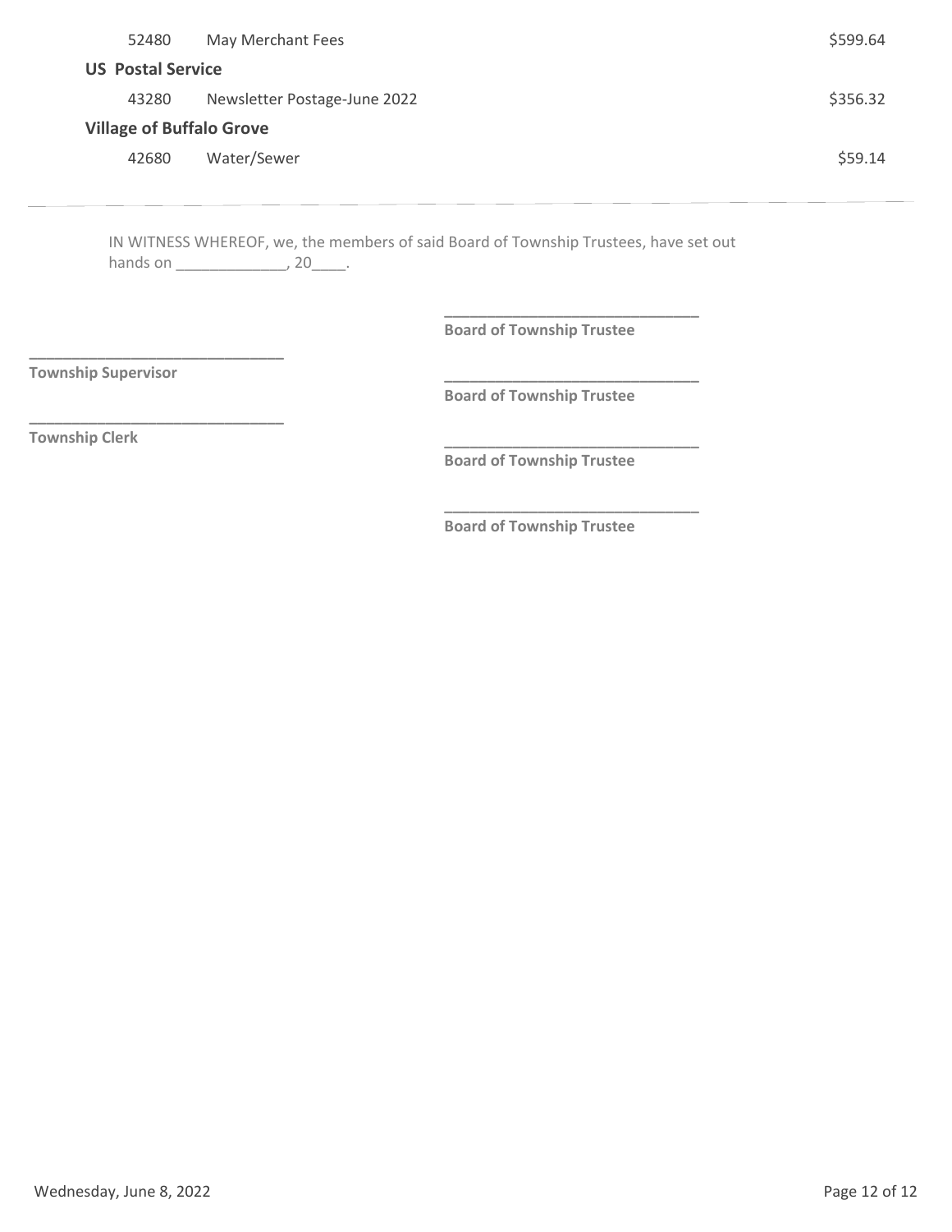| | | |
|---|---|---|
| 52480 | May Merchant Fees | $599.64 |

**US Postal Service**

| | | |
|---|---|---|
| 43280 | Newsletter Postage-June 2022 | $356.32 |

**Village of Buffalo Grove**

| | | |
|---|---|---|
| 42680 | Water/Sewer | $59.14 |

---

IN WITNESS WHEREOF, we, the members of said Board of Township Trustees, have set out hands on _____________, 20____.

______________________________
**Board of Township Trustee**

______________________________
**Township Supervisor**

______________________________
**Board of Township Trustee**

______________________________
**Township Clerk**

______________________________
**Board of Township Trustee**

______________________________
**Board of Township Trustee**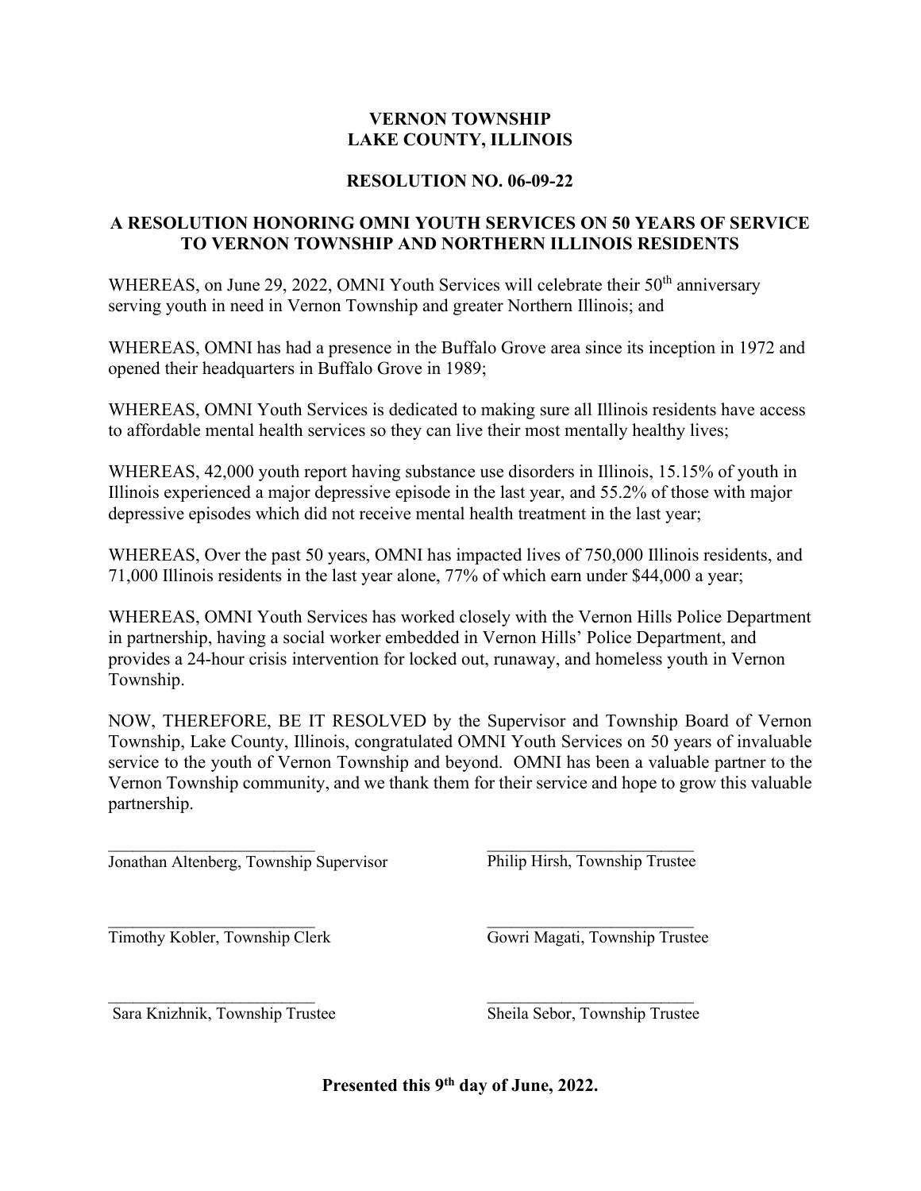**VERNON TOWNSHIP**
**LAKE COUNTY, ILLINOIS**

**RESOLUTION NO. 06-09-22**

**A RESOLUTION HONORING OMNI YOUTH SERVICES ON 50 YEARS OF SERVICE TO VERNON TOWNSHIP AND NORTHERN ILLINOIS RESIDENTS**

WHEREAS, on June 29, 2022, OMNI Youth Services will celebrate their 50th anniversary serving youth in need in Vernon Township and greater Northern Illinois; and

WHEREAS, OMNI has had a presence in the Buffalo Grove area since its inception in 1972 and opened their headquarters in Buffalo Grove in 1989;

WHEREAS, OMNI Youth Services is dedicated to making sure all Illinois residents have access to affordable mental health services so they can live their most mentally healthy lives;

WHEREAS, 42,000 youth report having substance use disorders in Illinois, 15.15% of youth in Illinois experienced a major depressive episode in the last year, and 55.2% of those with major depressive episodes which did not receive mental health treatment in the last year;

WHEREAS, Over the past 50 years, OMNI has impacted lives of 750,000 Illinois residents, and 71,000 Illinois residents in the last year alone, 77% of which earn under $44,000 a year;

WHEREAS, OMNI Youth Services has worked closely with the Vernon Hills Police Department in partnership, having a social worker embedded in Vernon Hills' Police Department, and provides a 24-hour crisis intervention for locked out, runaway, and homeless youth in Vernon Township.

NOW, THEREFORE, BE IT RESOLVED by the Supervisor and Township Board of Vernon Township, Lake County, Illinois, congratulated OMNI Youth Services on 50 years of invaluable service to the youth of Vernon Township and beyond. OMNI has been a valuable partner to the Vernon Township community, and we thank them for their service and hope to grow this valuable partnership.

\_\_\_\_\_\_\_\_\_\_\_\_\_\_\_\_\_\_\_\_\_\_\_\_\_\_
Jonathan Altenberg, Township Supervisor

\_\_\_\_\_\_\_\_\_\_\_\_\_\_\_\_\_\_\_\_\_\_\_\_\_\_
Philip Hirsh, Township Trustee

\_\_\_\_\_\_\_\_\_\_\_\_\_\_\_\_\_\_\_\_\_\_\_\_\_\_
Timothy Kobler, Township Clerk

\_\_\_\_\_\_\_\_\_\_\_\_\_\_\_\_\_\_\_\_\_\_\_\_\_\_
Gowri Magati, Township Trustee

\_\_\_\_\_\_\_\_\_\_\_\_\_\_\_\_\_\_\_\_\_\_\_\_\_\_
Sara Knizhnik, Township Trustee

\_\_\_\_\_\_\_\_\_\_\_\_\_\_\_\_\_\_\_\_\_\_\_\_\_\_
Sheila Sebor, Township Trustee

**Presented this 9th day of June, 2022.**